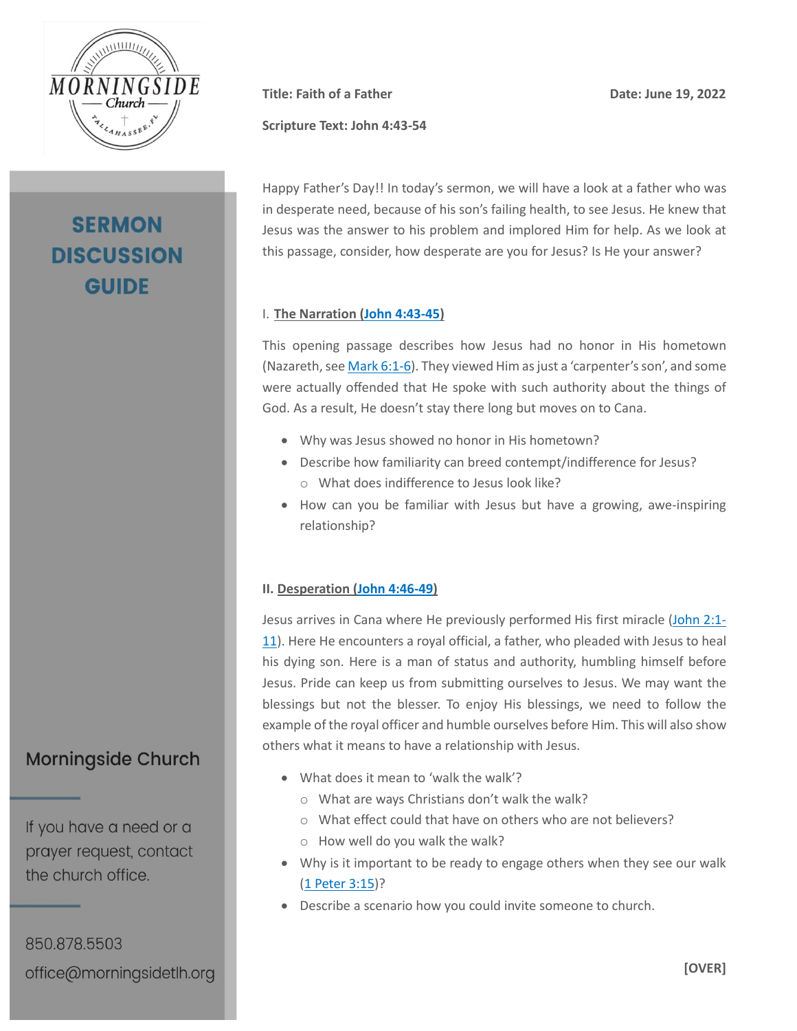**SERMON DISCUSSION GUIDE**

**Title: Faith of a Father**

**Date: June 19, 2022**

**Scripture Text: John 4:43-54**

Happy Father's Day!! In today's sermon, we will have a look at a father who was in desperate need, because of his son's failing health, to see Jesus. He knew that Jesus was the answer to his problem and implored Him for help. As we look at this passage, consider, how desperate are you for Jesus? Is He your answer?

## I. The Narration (John 4:43-45)

This opening passage describes how Jesus had no honor in His hometown (Nazareth, see Mark 6:1-6). They viewed Him as just a 'carpenter's son', and some were actually offended that He spoke with such authority about the things of God. As a result, He doesn't stay there long but moves on to Cana.

- Why was Jesus showed no honor in His hometown?
- Describe how familiarity can breed contempt/indifference for Jesus?
  - What does indifference to Jesus look like?
- How can you be familiar with Jesus but have a growing, awe-inspiring relationship?

## II. Desperation (John 4:46-49)

Jesus arrives in Cana where He previously performed His first miracle (John 2:1-11). Here He encounters a royal official, a father, who pleaded with Jesus to heal his dying son. Here is a man of status and authority, humbling himself before Jesus. Pride can keep us from submitting ourselves to Jesus. We may want the blessings but not the blesser. To enjoy His blessings, we need to follow the example of the royal officer and humble ourselves before Him. This will also show others what it means to have a relationship with Jesus.

- What does it mean to 'walk the walk'?
  - What are ways Christians don't walk the walk?
  - What effect could that have on others who are not believers?
  - How well do you walk the walk?
- Why is it important to be ready to engage others when they see our walk (1 Peter 3:15)?
- Describe a scenario how you could invite someone to church.

**[OVER]**

Morningside Church

If you have a need or a prayer request, contact the church office.

850.878.5503
office@morningsidetlh.org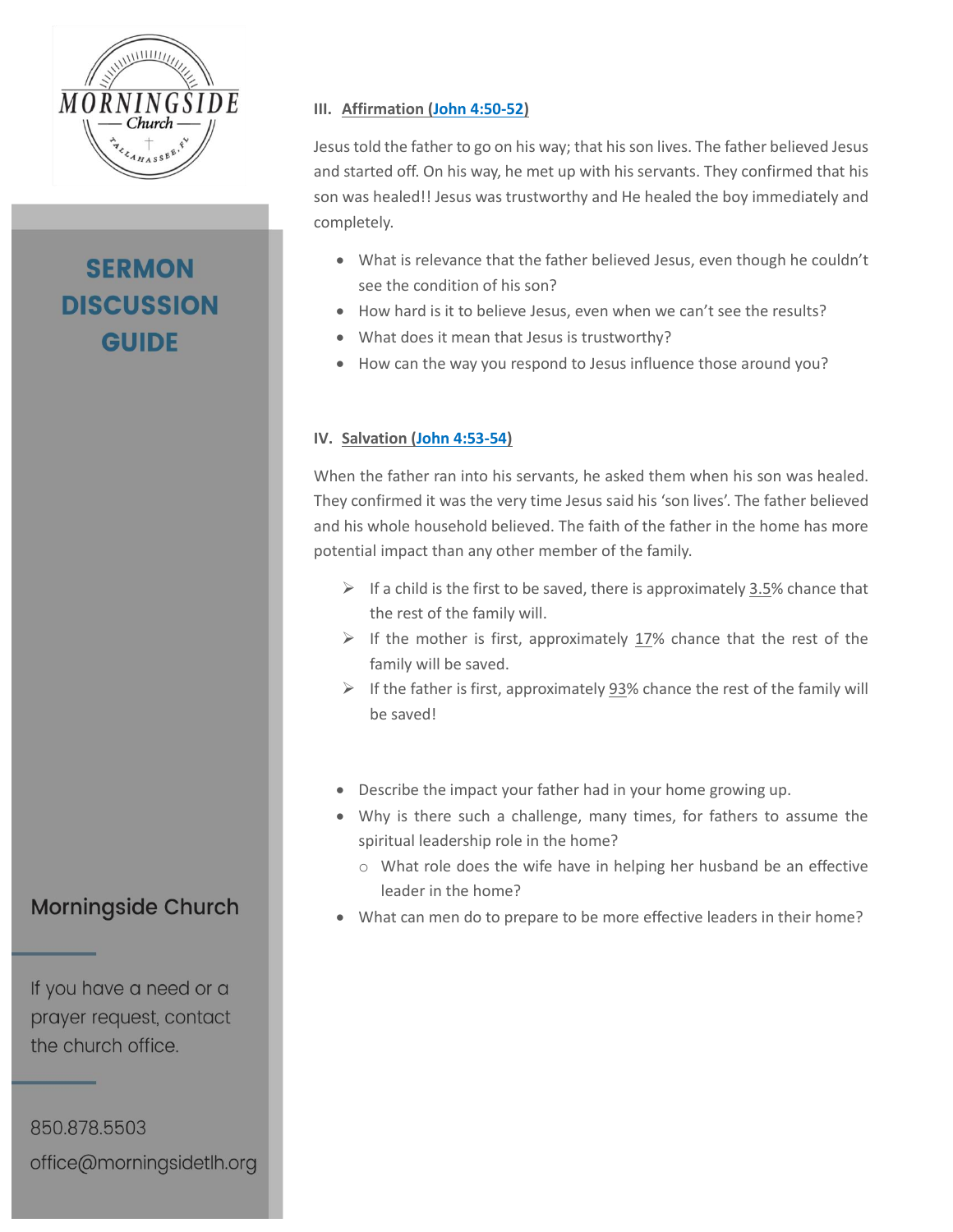# SERMON DISCUSSION GUIDE

### III. Affirmation (John 4:50-52)

Jesus told the father to go on his way; that his son lives. The father believed Jesus and started off. On his way, he met up with his servants. They confirmed that his son was healed!! Jesus was trustworthy and He healed the boy immediately and completely.

- What is relevance that the father believed Jesus, even though he couldn't see the condition of his son?
- How hard is it to believe Jesus, even when we can't see the results?
- What does it mean that Jesus is trustworthy?
- How can the way you respond to Jesus influence those around you?

### IV. Salvation (John 4:53-54)

When the father ran into his servants, he asked them when his son was healed. They confirmed it was the very time Jesus said his 'son lives'. The father believed and his whole household believed. The faith of the father in the home has more potential impact than any other member of the family.

- If a child is the first to be saved, there is approximately 3.5% chance that the rest of the family will.
- If the mother is first, approximately 17% chance that the rest of the family will be saved.
- If the father is first, approximately 93% chance the rest of the family will be saved!

- Describe the impact your father had in your home growing up.
- Why is there such a challenge, many times, for fathers to assume the spiritual leadership role in the home?
  - What role does the wife have in helping her husband be an effective leader in the home?
- What can men do to prepare to be more effective leaders in their home?

Morningside Church

If you have a need or a prayer request, contact the church office.

850.878.5503
office@morningsidetlh.org